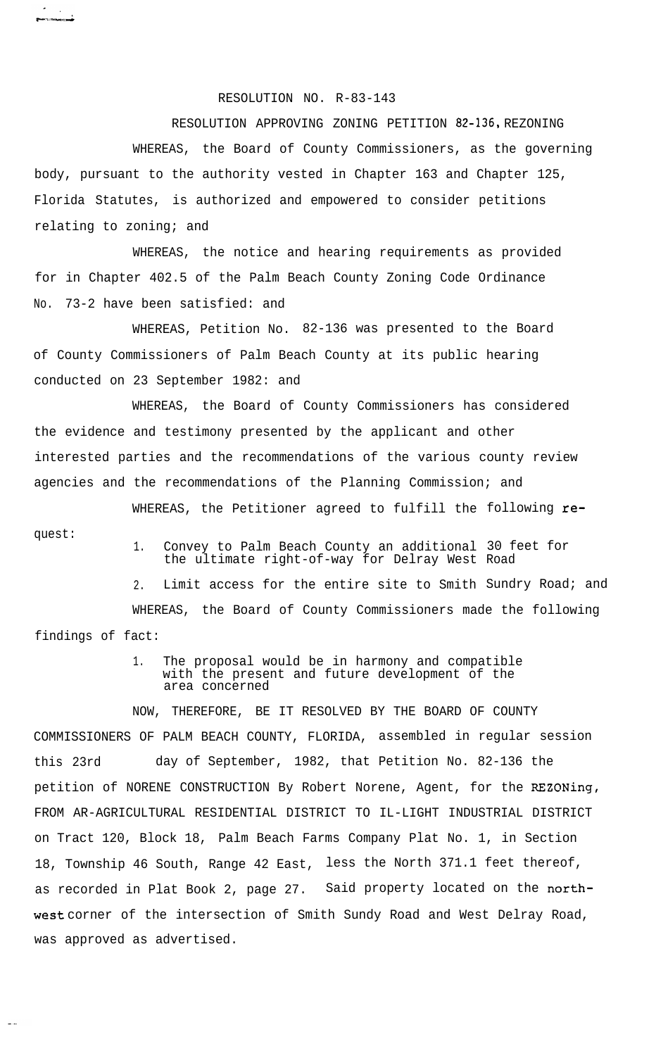RESOLUTION NO. R-83-143

RESOLUTION APPROVING ZONING PETITION 82-136, REZONING

WHEREAS, the Board of County Commissioners, as the governing body, pursuant to the authority vested in Chapter 163 and Chapter 125, Florida Statutes, is authorized and empowered to consider petitions relating to zoning; and

WHEREAS, the notice and hearing requirements as provided for in Chapter 402.5 of the Palm Beach County Zoning Code Ordinance No. 73-2 have been satisfied: and

WHEREAS, Petition No. 82-136 was presented to the Board of County Commissioners of Palm Beach County at its public hearing conducted on 23 September 1982: and

WHEREAS, the Board of County Commissioners has considered the evidence and testimony presented by the applicant and other interested parties and the recommendations of the various county review agencies and the recommendations of the Planning Commission; and

WHEREAS, the Petitioner agreed to fulfill the following request:

1. Convey to Palm Beach County an additional 30 feet for the ultimate right-of-way for Delray West Road
2. Limit access for the entire site to Smith Sundry Road; and

WHEREAS, the Board of County Commissioners made the following findings of fact:

1. The proposal would be in harmony and compatible with the present and future development of the area concerned

NOW, THEREFORE, BE IT RESOLVED BY THE BOARD OF COUNTY COMMISSIONERS OF PALM BEACH COUNTY, FLORIDA, assembled in regular session this 23rd day of September, 1982, that Petition No. 82-136 the petition of NORENE CONSTRUCTION By Robert Norene, Agent, for the REZONing, FROM AR-AGRICULTURAL RESIDENTIAL DISTRICT TO IL-LIGHT INDUSTRIAL DISTRICT on Tract 120, Block 18, Palm Beach Farms Company Plat No. 1, in Section 18, Township 46 South, Range 42 East, less the North 371.1 feet thereof, as recorded in Plat Book 2, page 27. Said property located on the northwest corner of the intersection of Smith Sundy Road and West Delray Road, was approved as advertised.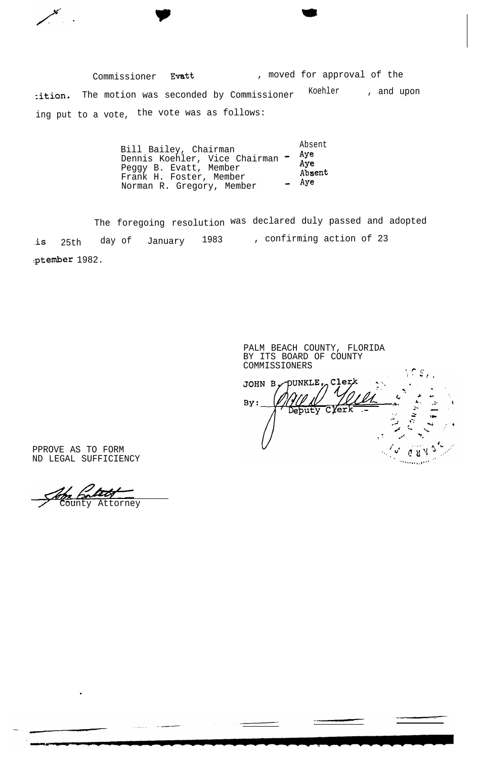Commissioner Evatt, moved for approval of the :ition. The motion was seconded by Commissioner Koehler, and upon ing put to a vote, the vote was as follows:

| | |
|---|---|
| Bill Bailey, Chairman | Absent |
| Dennis Koehler, Vice Chairman - | Aye |
| Peggy B. Evatt, Member | Aye |
| Frank H. Foster, Member | Absent |
| Norman R. Gregory, Member - | Aye |

The foregoing resolution was declared duly passed and adopted .is 25th day of January 1983, confirming action of 23 :ptember 1982.

PALM BEACH COUNTY, FLORIDA
BY ITS BOARD OF COUNTY COMMISSIONERS

JOHN B. DUNKLE, Clerk

By: Deputy Clerk

PPROVE AS TO FORM
ND LEGAL SUFFICIENCY

County Attorney